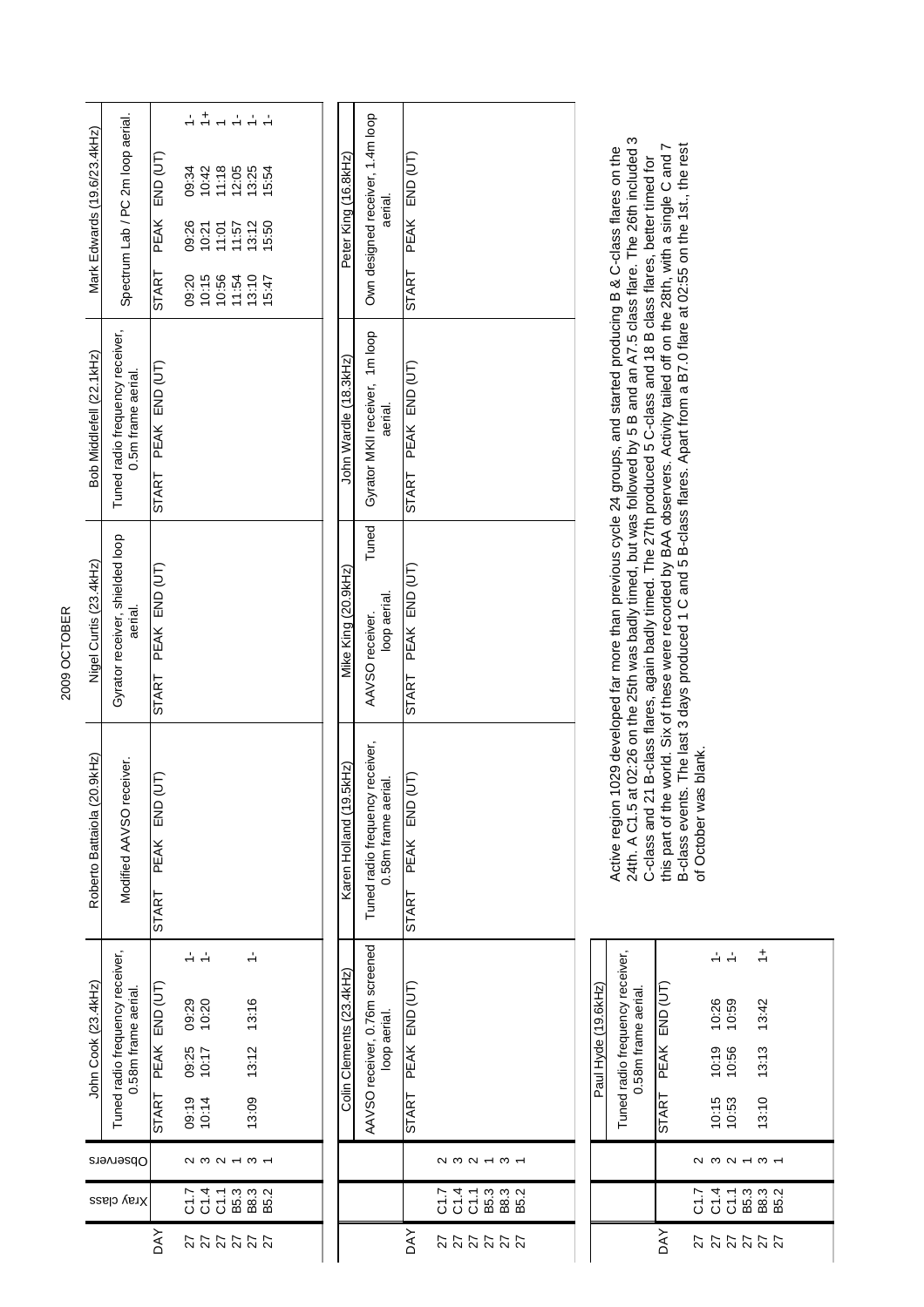# 2009 OCTOBER

| DAY | Xray class | Observers | John Cook (23.4kHz) Tuned radio frequency receiver, 0.58m frame aerial. START | PEAK | END (UT) | | Roberto Battaiola (20.9kHz) Modified AAVSO receiver. START | PEAK | END (UT) | Nigel Curtis (23.4kHz) Gyrator receiver, shielded loop aerial. START | PEAK | END (UT) | Bob Middlefell (22.1kHz) Tuned radio frequency receiver, 0.5m frame aerial. START | PEAK | END (UT) | Mark Edwards (19.6/23.4kHz) Spectrum Lab / PC 2m loop aerial. START | PEAK | END (UT) | |
|---|---|---|---|---|---|---|---|---|---|---|---|---|---|---|---|---|---|---|---|---|
| 27 | C1.7 | 2 | 09:19 | 09:25 | 09:29 | 1- | | | | | | | | | | | 09:20 | 09:26 | 09:34 | 1- |
| 27 | C1.4 | 3 | 10:14 | 10:17 | 10:20 | 1- | | | | | | | | | | | 10:15 | 10:21 | 10:42 | 1+ |
| 27 | C1.1 | 2 | | | | | | | | | | | | | | | 10:56 | 11:01 | 11:18 | 1 |
| 27 | B5.3 | 1 | | | | | | | | | | | | | | | 11:54 | 11:57 | 12:05 | 1- |
| 27 | B8.3 | 3 | 13:09 | 13:12 | 13:16 | 1- | | | | | | | | | | | 13:10 | 13:12 | 13:25 | 1- |
| 27 | B5.2 | 1 | | | | | | | | | | | | | | | 15:47 | 15:50 | 15:54 | 1- |

| DAY | Xray class | Observers | Colin Clements (23.4kHz) AAVSO receiver, 0.76m screened loop aerial. START | PEAK | END (UT) | Karen Holland (19.5kHz) Tuned radio frequency receiver, 0.58m frame aerial. START | PEAK | END (UT) | Mike King (20.9kHz) AAVSO receiver. Tuned loop aerial. START | PEAK | END (UT) | John Wardle (18.3kHz) Gyrator MKII receiver, 1m loop aerial. START | PEAK | END (UT) | Peter King (16.8kHz) Own designed receiver, 1.4m loop aerial. START | PEAK | END (UT) |
|---|---|---|---|---|---|---|---|---|---|---|---|---|---|---|---|---|---|---|
| 27 | C1.7 | 2 | | | | | | | | | | | | | | | | |
| 27 | C1.4 | 3 | | | | | | | | | | | | | | | | |
| 27 | C1.1 | 2 | | | | | | | | | | | | | | | | |
| 27 | B5.3 | 1 | | | | | | | | | | | | | | | | |
| 27 | B8.3 | 3 | | | | | | | | | | | | | | | | |
| 27 | B5.2 | 1 | | | | | | | | | | | | | | | | |

| DAY | Xray class | Observers | Paul Hyde (19.6kHz) Tuned radio frequency receiver, 0.58m frame aerial. START | PEAK | END (UT) | |
|---|---|---|---|---|---|---|
| 27 | C1.7 | 2 | | | | |
| 27 | C1.4 | 3 | 10:15 | 10:19 | 10:26 | 1- |
| 27 | C1.1 | 2 | 10:53 | 10:56 | 10:59 | 1- |
| 27 | B5.3 | 1 | | | | |
| 27 | B8.3 | 3 | 13:10 | 13:13 | 13:42 | 1+ |
| 27 | B5.2 | 1 | | | | |

Active region 1029 developed far more than previous cycle 24 groups, and started producing B & C-class flares on the 24th. A C1.5 at 02:26 on the 25th was badly timed, but was followed by 5 B and an A7.5 class flare. The 26th included 3 C-class and 21 B-class flares, again badly timed. The 27th produced 5 C-class and 18 B class flares, better timed for this part of the world. Six of these were recorded by BAA observers. Activity tailed off on the 28th, with a single C and 7 B-class events. The last 3 days produced 1 C and 5 B-class flares. Apart from a B7.0 flare at 02:55 on the 1st., the rest of October was blank.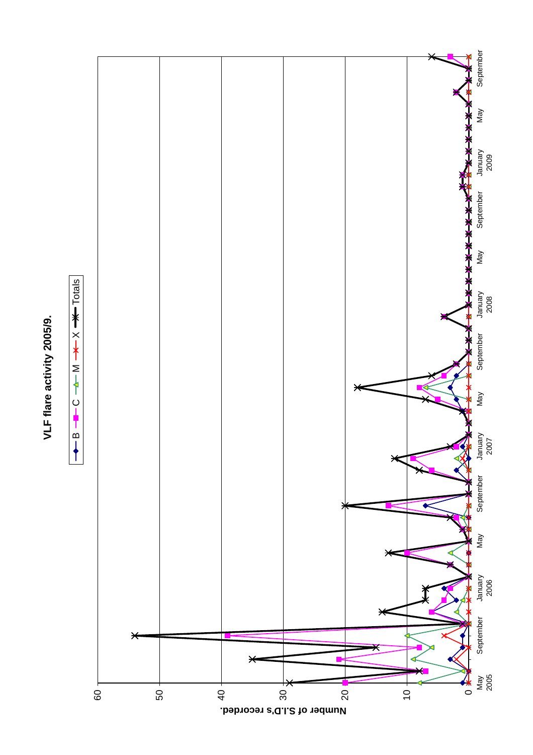VLF flare activity 2005/9.

B C M X Totals

Number of S.I.D's recorded.

0
10
20
30
40
50
60

May 2005
September
January 2006
May
September
January 2007
May
September
January 2008
May
September
January 2009
May
September